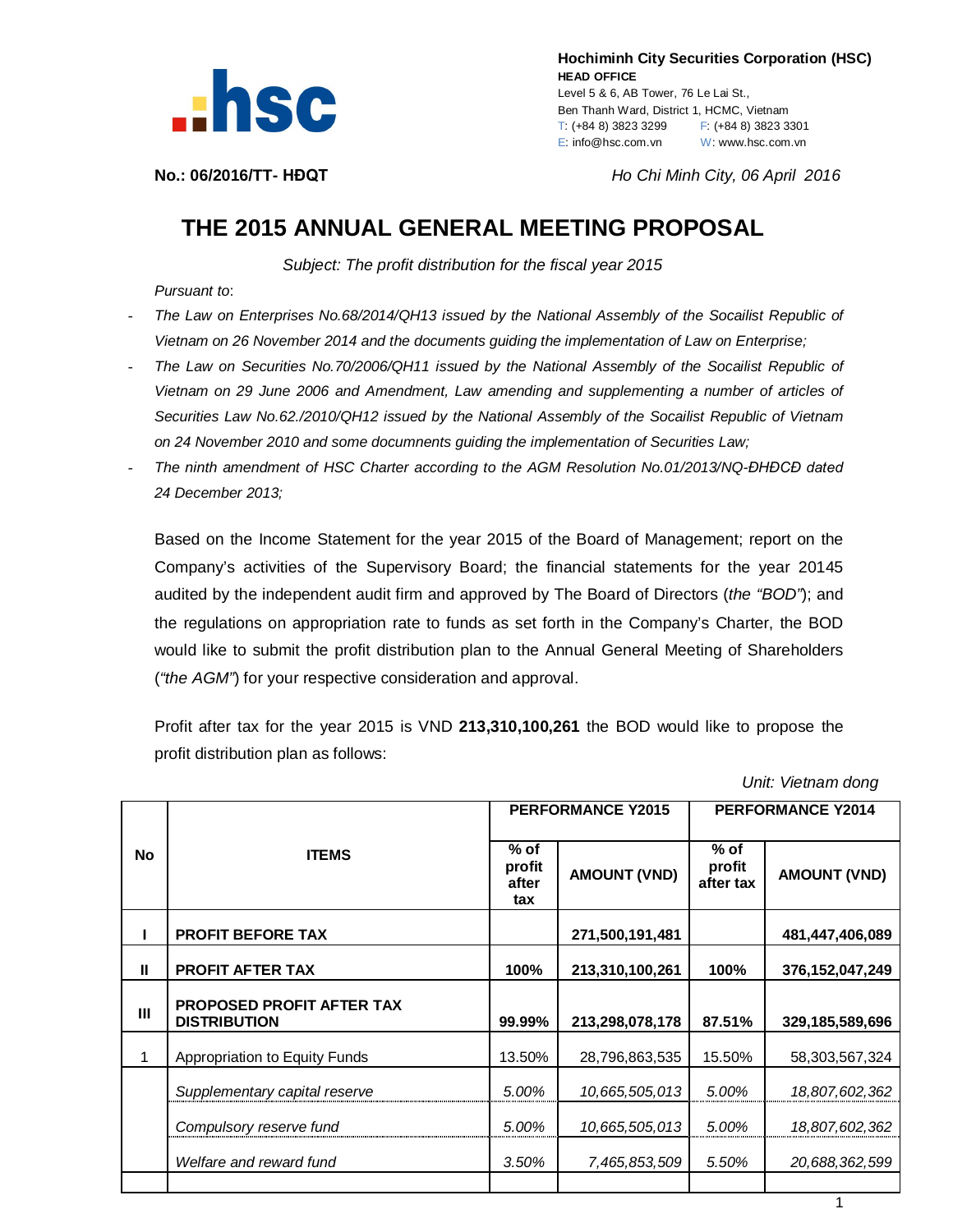**Hochiminh City Securities Corporation (HSC)**
**HEAD OFFICE**
Level 5 & 6, AB Tower, 76 Le Lai St.,
Ben Thanh Ward, District 1, HCMC, Vietnam
T: (+84 8) 3823 3299 F: (+84 8) 3823 3301
E: info@hsc.com.vn W: www.hsc.com.vn

**No.: 06/2016/TT- HĐQT**

*Ho Chi Minh City, 06 April 2016*

# THE 2015 ANNUAL GENERAL MEETING PROPOSAL

*Subject: The profit distribution for the fiscal year 2015*

*Pursuant to*:

- *The Law on Enterprises No.68/2014/QH13 issued by the National Assembly of the Socailist Republic of Vietnam on 26 November 2014 and the documents guiding the implementation of Law on Enterprise;*
- *The Law on Securities No.70/2006/QH11 issued by the National Assembly of the Socailist Republic of Vietnam on 29 June 2006 and Amendment, Law amending and supplementing a number of articles of Securities Law No.62./2010/QH12 issued by the National Assembly of the Socailist Republic of Vietnam on 24 November 2010 and some documnents guiding the implementation of Securities Law;*
- *The ninth amendment of HSC Charter according to the AGM Resolution No.01/2013/NQ-ĐHĐCĐ dated 24 December 2013;*

Based on the Income Statement for the year 2015 of the Board of Management; report on the Company's activities of the Supervisory Board; the financial statements for the year 20145 audited by the independent audit firm and approved by The Board of Directors (*the "BOD"*); and the regulations on appropriation rate to funds as set forth in the Company's Charter, the BOD would like to submit the profit distribution plan to the Annual General Meeting of Shareholders (*"the AGM"*) for your respective consideration and approval.

Profit after tax for the year 2015 is VND **213,310,100,261** the BOD would like to propose the profit distribution plan as follows:

*Unit: Vietnam dong*

| No | ITEMS | PERFORMANCE Y2015 | | PERFORMANCE Y2014 | |
|---|---|---|---|---|---|
| | | % of profit after tax | AMOUNT (VND) | % of profit after tax | AMOUNT (VND) |
| **I** | **PROFIT BEFORE TAX** | | **271,500,191,481** | | **481,447,406,089** |
| **II** | **PROFIT AFTER TAX** | **100%** | **213,310,100,261** | **100%** | **376,152,047,249** |
| **III** | **PROPOSED PROFIT AFTER TAX DISTRIBUTION** | **99.99%** | **213,298,078,178** | **87.51%** | **329,185,589,696** |
| 1 | Appropriation to Equity Funds | 13.50% | 28,796,863,535 | 15.50% | 58,303,567,324 |
| | *Supplementary capital reserve* | *5.00%* | *10,665,505,013* | *5.00%* | *18,807,602,362* |
| | *Compulsory reserve fund* | *5.00%* | *10,665,505,013* | *5.00%* | *18,807,602,362* |
| | *Welfare and reward fund* | *3.50%* | *7,465,853,509* | *5.50%* | *20,688,362,599* |
| | | | | | |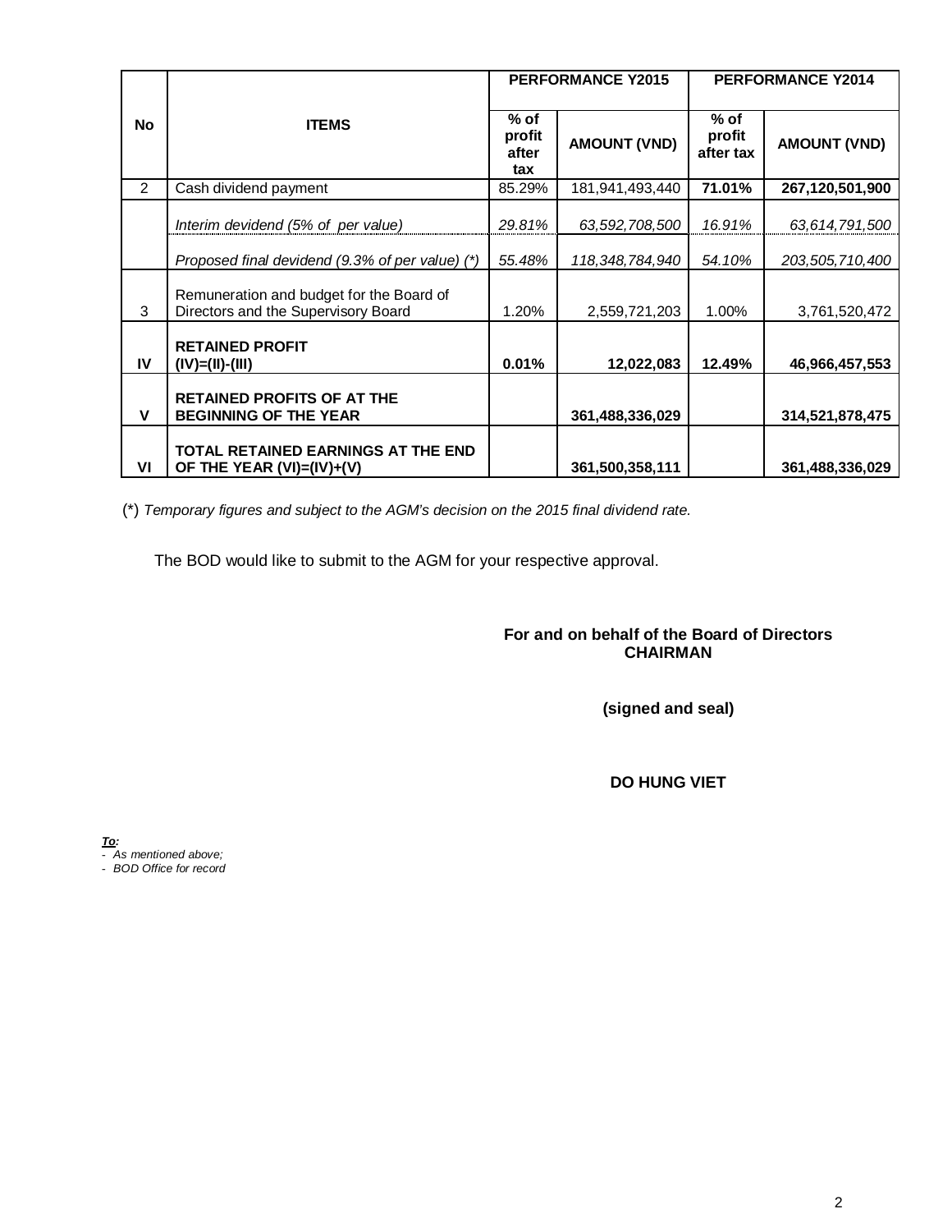| No | ITEMS | PERFORMANCE Y2015 | | PERFORMANCE Y2014 | |
|---|---|---|---|---|---|
| | | % of profit after tax | AMOUNT (VND) | % of profit after tax | AMOUNT (VND) |
| 2 | Cash dividend payment | 85.29% | 181,941,493,440 | **71.01%** | **267,120,501,900** |
| | *Interim devidend (5% of per value)* | *29.81%* | *63,592,708,500* | *16.91%* | *63,614,791,500* |
| | *Proposed final devidend (9.3% of per value) (\*)* | *55.48%* | *118,348,784,940* | *54.10%* | *203,505,710,400* |
| 3 | Remuneration and budget for the Board of Directors and the Supervisory Board | 1.20% | 2,559,721,203 | 1.00% | 3,761,520,472 |
| **IV** | **RETAINED PROFIT (IV)=(II)-(III)** | **0.01%** | **12,022,083** | **12.49%** | **46,966,457,553** |
| **V** | **RETAINED PROFITS OF AT THE BEGINNING OF THE YEAR** | | **361,488,336,029** | | **314,521,878,475** |
| **VI** | **TOTAL RETAINED EARNINGS AT THE END OF THE YEAR (VI)=(IV)+(V)** | | **361,500,358,111** | | **361,488,336,029** |

(\*) *Temporary figures and subject to the AGM's decision on the 2015 final dividend rate.*

The BOD would like to submit to the AGM for your respective approval.

**For and on behalf of the Board of Directors**
**CHAIRMAN**

**(signed and seal)**

**DO HUNG VIET**

***To:***
- *As mentioned above;*
- *BOD Office for record*